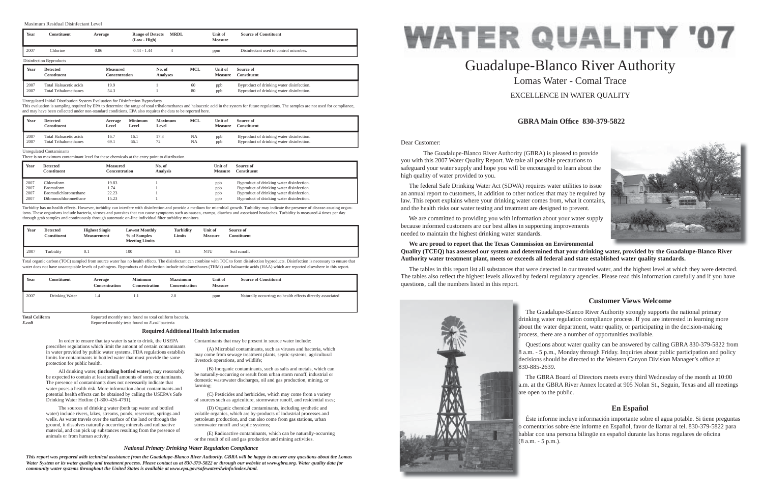# WATER QUALITY '07

## Guadalupe-Blanco River Authority

### Lomas Water - Comal Trace

EXCELLENCE IN WATER QUALITY

**GBRA Main Office 830-379-5822**

Dear Customer:

The Guadalupe-Blanco River Authority (GBRA) is pleased to provide you with this 2007 Water Quality Report. We take all possible precautions to safeguard your water supply and hope you will be encouraged to learn about the high quality of water provided to you.

The federal Safe Drinking Water Act (SDWA) requires water utilities to issue an annual report to customers, in addition to other notices that may be required by law. This report explains where your drinking water comes from, what it contains, and the health risks our water testing and treatment are designed to prevent.

We are committed to providing you with information about your water supply because informed customers are our best allies in supporting improvements needed to maintain the highest drinking water standards.

**We are proud to report that the Texas Commission on Environmental Quality (TCEQ) has assessed our system and determined that your drinking water, provided by the Guadalupe-Blanco River Authority water treatment plant, meets or exceeds all federal and state established water quality standards.**

The tables in this report list all substances that were detected in our treated water, and the highest level at which they were detected. The tables also reflect the highest levels allowed by federal regulatory agencies. Please read this information carefully and if you have questions, call the numbers listed in this report.

### Customer Views Welcome

The Guadalupe-Blanco River Authority strongly supports the national primary drinking water regulation compliance process. If you are interested in learning more about the water department, water quality, or participating in the decision-making process, there are a number of opportunities available.

Questions about water quality can be answered by calling GBRA 830-379-5822 from 8 a.m. - 5 p.m., Monday through Friday. Inquiries about public participation and policy decisions should be directed to the Western Canyon Division Manager's office at 830-885-2639.

The GBRA Board of Directors meets every third Wednesday of the month at 10:00 a.m. at the GBRA River Annex located at 905 Nolan St., Seguin, Texas and all meetings are open to the public.

### En Español

Éste informe incluye información importante sobre el agua potable. Si tiene preguntas o comentarios sobre éste informe en Español, favor de llamar al tel. 830-379-5822 para hablar con una persona bilingüe en español durante las horas regulares de oficina (8 a.m. - 5 p.m.).

Maximum Residual Disinfectant Level

| Year | Constituent | Average | Range of Detects (Low - High) | MRDL | Unit of Measure | Source of Constituent |
|---|---|---|---|---|---|---|
| 2007 | Chlorine | 0.86 | 0.44 - 1.44 | 4 | ppm | Disinfectant used to control microbes. |

Disinfection Byproducts

| Year | Detected Constituent | Measured Concentration | No. of Analyses | MCL | Unit of Measure | Source of Constituent |
|---|---|---|---|---|---|---|
| 2007 | Total Haloacetic acids | 19.9 | 1 | 60 | ppb | Byproduct of drinking water disinfection. |
| 2007 | Total Trihalomethanes | 54.3 | 1 | 80 | ppb | Byproduct of drinking water disinfection. |

Unregulated Initial Distribution System Evaluation for Disinfection Byproducts

This evaluation is sampling required by EPA to determine the range of total trihalomethanes and haloacetic acid in the system for future regulations. The samples are not used for compliance, and may have been collected under non-standard conditions. EPA also requires the data to be reported here.

| Year | Detected Constituent | Average Level | Minimum Level | Maximum Level | MCL | Unit of Measure | Source of Constituent |
|---|---|---|---|---|---|---|---|
| 2007 | Total Haloacetic acids | 16.7 | 16.1 | 17.3 | NA | ppb | Byproduct of drinking water disinfection. |
| 2007 | Total Trihalomethanes | 69.1 | 66.1 | 72 | NA | ppb | Byproduct of drinking water disinfection. |

Unregulated Contaminants

There is no maximum contaminant level for these chemicals at the entry point to distribution.

| Year | Detected Constituent | Measured Concentration | No. of Analysis | Unit of Measure | Source of Constituent |
|---|---|---|---|---|---|
| 2007 | Chloroform | 19.83 | 1 | ppb | Byproduct of drinking water disinfection. |
| 2007 | Bromoform | 1.74 | 1 | ppb | Byproduct of drinking water disinfection. |
| 2007 | Bromodichloromethane | 22.23 | 1 | ppb | Byproduct of drinking water disinfection. |
| 2007 | Dibromochloromethane | 15.23 | 1 | ppb | Byproduct of drinking water disinfection. |

Turbidity has no health effects. However, turbidity can interfere with disinfection and provide a medium for microbial growth. Turbidity may indicate the presence of disease-causing organisms. These organisms include bacteria, viruses and parasites that can cause symptoms such as nausea, cramps, diarrhea and associated headaches. Turbidity is measured 4 times per day through grab samples and continuously through automatic on-line individual filter turbidity monitors.

| Year | Detected Constituent | Highest Single Measurement | Lowest Monthly % of Samples Meeting Limits | Turbidity Limits | Unit of Measure | Source of Constituent |
|---|---|---|---|---|---|---|
| 2007 | Turbidity | 0.1 | 100 | 0.3 | NTU | Soil runoff. |

Total organic carbon (TOC) sampled from source water has no health effects. The disinfectant can combine with TOC to form disinfection byproducts. Disinfection is necessary to ensure that water does not have unacceptable levels of pathogens. Byproducts of disinfection include trihalomethanes (THMs) and haloacetic acids (HAA) which are reported elsewhere in this report.

| Year | Constituent | Average Concentration | Minimum Concentration | Mazximum Concentration | Unit of Measure | Source of Constituent |
|---|---|---|---|---|---|---|
| 2007 | Drinking Water | 1.4 | 1.1 | 2.0 | ppm | Naturally occurring; no health effects directly associated |

**Total Coliform** Reported monthly tests found no total coliform bacteria.

***E.coli*** Reported monthly tests found no *E.coli* bacteria

### Required Additional Health Information

In order to ensure that tap water is safe to drink, the USEPA prescribes regulations which limit the amount of certain contaminants in water provided by public water systems. FDA regulations establish limits for contaminants in bottled water that must provide the same protection for public health.

All drinking water, **(including bottled water)**, may reasonably be expected to contain at least small amounts of some contaminants. The presence of contaminants does not necessarily indicate that water poses a health risk. More information about contaminants and potential health effects can be obtained by calling the USEPA's Safe Drinking Water Hotline (1-800-426-4791).

The sources of drinking water (both tap water and bottled water) include rivers, lakes, streams, ponds, reservoirs, springs and wells. As water travels over the surface of the land or through the ground, it dissolves naturally-occurring minerals and radioactive material, and can pick up substances resulting from the presence of animals or from human activity.

Contaminants that may be present in source water include:

(A) Microbial contaminants, such as viruses and bacteria, which may come from sewage treatment plants, septic systems, agricultural livestock operations, and wildlife;

(B) Inorganic contaminants, such as salts and metals, which can be naturally-occurring or result from urban storm runoff, industrial or domestic wastewater discharges, oil and gas production, mining, or farming;

(C) Pesticides and herbicides, which may come from a variety of sources such as agriculture, stormwater runoff, and residential uses;

(D) Organic chemical contaminants, including synthetic and volatile organics, which are by-products of industrial processes and petroleum production, and can also come from gas stations, urban stormwater runoff and septic systems;

(E) Radioactive contaminants, which can be naturally-occurring or the result of oil and gas production and mining activities.

*National Primary Drinking Water Regulation Compliance*

***This report was prepared with technical assistance from the Guadalupe-Blanco River Authority. GBRA will be happy to answer any questions about the Lomas Water System or its water quality and treatment process. Please contact us at 830-379-5822 or through our website at www.gbra.org. Water quality data for community water systems throughout the United States is available at www.epa.gov/safewater/dwinfo/index.html.***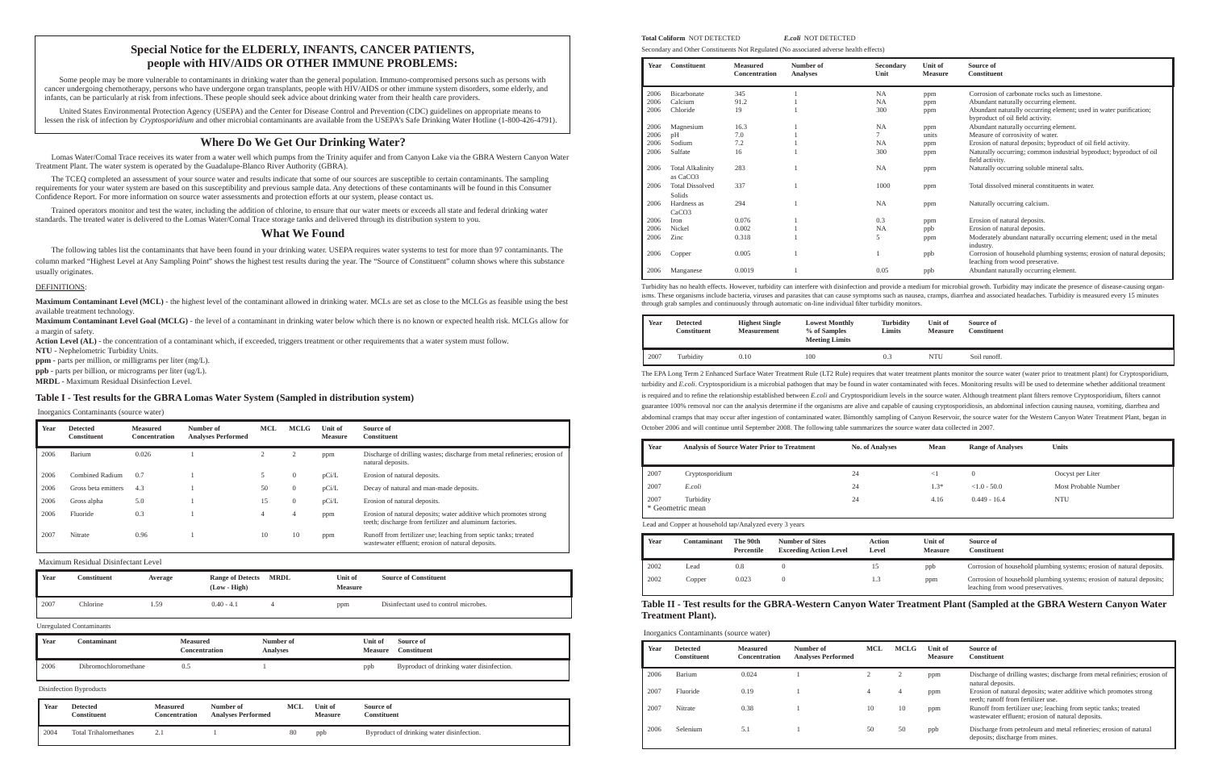## Special Notice for the ELDERLY, INFANTS, CANCER PATIENTS, people with HIV/AIDS OR OTHER IMMUNE PROBLEMS:

Some people may be more vulnerable to contaminants in drinking water than the general population. Immuno-compromised persons such as persons with cancer undergoing chemotherapy, persons who have undergone organ transplants, people with HIV/AIDS or other immune system disorders, some elderly, and infants, can be particularly at risk from infections. These people should seek advice about drinking water from their health care providers.

United States Environmental Protection Agency (USEPA) and the Center for Disease Control and Prevention (CDC) guidelines on appropriate means to lessen the risk of infection by *Cryptosporidium* and other microbial contaminants are available from the USEPA's Safe Drinking Water Hotline (1-800-426-4791).

## Where Do We Get Our Drinking Water?

Lomas Water/Comal Trace receives its water from a water well which pumps from the Trinity aquifer and from Canyon Lake via the GBRA Western Canyon Water Treatment Plant. The water system is operated by the Guadalupe-Blanco River Authority (GBRA).

The TCEQ completed an assessment of your source water and results indicate that some of our sources are susceptible to certain contaminants. The sampling requirements for your water system are based on this susceptibility and previous sample data. Any detections of these contaminants will be found in this Consumer Confidence Report. For more information on source water assessments and protection efforts at our system, please contact us.

Trained operators monitor and test the water, including the addition of chlorine, to ensure that our water meets or exceeds all state and federal drinking water standards. The treated water is delivered to the Lomas Water/Comal Trace storage tanks and delivered through its distribution system to you.

## What We Found

The following tables list the contaminants that have been found in your drinking water. USEPA requires water systems to test for more than 97 contaminants. The column marked "Highest Level at Any Sampling Point" shows the highest test results during the year. The "Source of Constituent" column shows where this substance usually originates.

DEFINITIONS:

**Maximum Contaminant Level (MCL)** - the highest level of the contaminant allowed in drinking water. MCLs are set as close to the MCLGs as feasible using the best available treatment technology.

**Maximum Contaminant Level Goal (MCLG)** - the level of a contaminant in drinking water below which there is no known or expected health risk. MCLGs allow for a margin of safety.

**Action Level (AL)** - the concentration of a contaminant which, if exceeded, triggers treatment or other requirements that a water system must follow.

**NTU** - Nephelometric Turbidity Units.

**ppm** - parts per million, or milligrams per liter (mg/L).

**ppb** - parts per billion, or micrograms per liter (ug/L).

**MRDL** - Maximum Residual Disinfection Level.

### Table I - Test results for the GBRA Lomas Water System (Sampled in distribution system)

Inorganics Contaminants (source water)

| Year | Detected Constituent | Measured Concentration | Number of Analyses Performed | MCL | MCLG | Unit of Measure | Source of Constituent |
|---|---|---|---|---|---|---|---|
| 2006 | Barium | 0.026 | 1 | 2 | 2 | ppm | Discharge of drilling wastes; discharge from metal refineries; erosion of natural deposits. |
| 2006 | Combined Radium | 0.7 | 1 | 5 | 0 | pCi/L | Erosion of natural deposits. |
| 2006 | Gross beta emitters | 4.3 | 1 | 50 | 0 | pCi/L | Decay of natural and man-made deposits. |
| 2006 | Gross alpha | 5.0 | 1 | 15 | 0 | pCi/L | Erosion of natural deposits. |
| 2006 | Fluoride | 0.3 | 1 | 4 | 4 | ppm | Erosion of natural deposits; water additive which promotes strong teeth; discharge from fertilizer and aluminum factories. |
| 2007 | Nitrate | 0.96 | 1 | 10 | 10 | ppm | Runoff from fertilizer use; leaching from septic tanks; treated wastewater effluent; erosion of natural deposits. |

Maximum Residual Disinfectant Level

| Year | Constituent | Average | Range of Detects (Low - High) | MRDL | Unit of Measure | Source of Constituent |
|---|---|---|---|---|---|---|
| 2007 | Chlorine | 1.59 | 0.40 - 4.1 | 4 | ppm | Disinfectant used to control microbes. |

Unregulated Contaminants

| Year | Contaminant | Measured Concentration | Number of Analyses | Unit of Measure | Source of Constituent |
|---|---|---|---|---|---|
| 2006 | Dibromochloromethane | 0.5 | 1 | ppb | Byproduct of drinking water disinfection. |

Disinfection Byproducts

| Year | Detected Constituent | Measured Concentration | Number of Analyses Performed | MCL | Unit of Measure | Source of Constituent |
|---|---|---|---|---|---|---|
| 2004 | Total Trihalomethanes | 2.1 | 1 | 80 | ppb | Byproduct of drinking water disinfection. |

**Total Coliform** NOT DETECTED **E.coli** NOT DETECTED

Secondary and Other Constituents Not Regulated (No associated adverse health effects)

| Year | Constituent | Measured Concentration | Number of Analyses | Secondary Unit | Unit of Measure | Source of Constituent |
|---|---|---|---|---|---|---|
| 2006 | Bicarbonate | 345 | 1 | NA | ppm | Corrosion of carbonate rocks such as limestone. |
| 2006 | Calcium | 91.2 | 1 | NA | ppm | Abundant naturally occurring element. |
| 2006 | Chloride | 19 | 1 | 300 | ppm | Abundant naturally occurring element; used in water purification; byproduct of oil field activity. |
| 2006 | Magnesium | 16.3 | 1 | NA | ppm | Abundant naturally occurring element. |
| 2006 | pH | 7.0 | 1 | 7 | units | Measure of corrosivity of water. |
| 2006 | Sodium | 7.2 | 1 | NA | ppm | Erosion of natural deposits; byproduct of oil field activity. |
| 2006 | Sulfate | 16 | 1 | 300 | ppm | Naturally occurring; common industrial byproduct; byproduct of oil field activity. |
| 2006 | Total Alkalinity as CaCO3 | 283 | 1 | NA | ppm | Naturally occurring soluble mineral salts. |
| 2006 | Total Dissolved Solids | 337 | 1 | 1000 | ppm | Total dissolved mineral constituents in water. |
| 2006 | Hardness as CaCO3 | 294 | 1 | NA | ppm | Naturally occurring calcium. |
| 2006 | Iron | 0.076 | 1 | 0.3 | ppm | Erosion of natural deposits. |
| 2006 | Nickel | 0.002 | 1 | NA | ppb | Erosion of natural deposits. |
| 2006 | Zinc | 0.318 | 1 | 5 | ppm | Moderately abundant naturally occurring element; used in the metal industry. |
| 2006 | Copper | 0.005 | 1 | 1 | ppb | Corrosion of household plumbing systems; erosion of natural deposits; leaching from wood preservative. |
| 2006 | Manganese | 0.0019 | 1 | 0.05 | ppb | Abundant naturally occurring element. |

Turbidity has no health effects. However, turbidity can interfere with disinfection and provide a medium for microbial growth. Turbidity may indicate the presence of disease-causing organisms. These organisms include bacteria, viruses and parasites that can cause symptoms such as nausea, cramps, diarrhea and associated headaches. Turbidity is measured every 15 minutes through grab samples and continuously through automatic on-line individual filter turbidity monitors.

| Year | Detected Constituent | Highest Single Measurement | Lowest Monthly % of Samples Meeting Limits | Turbidity Limits | Unit of Measure | Source of Constituent |
|---|---|---|---|---|---|---|
| 2007 | Turbidity | 0.10 | 100 | 0.3 | NTU | Soil runoff. |

The EPA Long Term 2 Enhanced Surface Water Treatment Rule (LT2 Rule) requires that water treatment plants monitor the source water (water prior to treatment plant) for Cryptosporidium, turbidity and *E.coli*. Cryptosporidium is a microbial pathogen that may be found in water contaminated with feces. Monitoring results will be used to determine whether additional treatment is required and to refine the relationship established between *E.coli* and Cryptosporidium levels in the source water. Although treatment plant filters remove Cryptosporidium, filters cannot guarantee 100% removal nor can the analysis determine if the organisms are alive and capable of causing cryptosporidiosis, an abdominal infection causing nausea, vomiting, diarrhea and abdominal cramps that may occur after ingestion of contaminated water. Bimonthly sampling of Canyon Reservoir, the source water for the Western Canyon Water Treatment Plant, began in October 2006 and will continue until September 2008. The following table summarizes the source water data collected in 2007.

| Year | Analysis of Source Water Prior to Treatment | No. of Analyses | Mean | Range of Analyses | Units |
|---|---|---|---|---|---|
| 2007 | Cryptosporidium | 24 | <1 | 0 | Oocyst per Liter |
| 2007 | *E.coli* | 24 | 1.3* | <1.0 - 50.0 | Most Probable Number |
| 2007 | Turbidity | 24 | 4.16 | 0.449 - 16.4 | NTU |

\* Geometric mean

Lead and Copper at household tap/Analyzed every 3 years

| Year | Contaminant | The 90th Percentile | Number of Sites Exceeding Action Level | Action Level | Unit of Measure | Source of Constituent |
|---|---|---|---|---|---|---|
| 2002 | Lead | 0.8 | 0 | 15 | ppb | Corrosion of household plumbing systems; erosion of natural deposits. |
| 2002 | Copper | 0.023 | 0 | 1.3 | ppm | Corrosion of household plumbing systems; erosion of natural deposits; leaching from wood preservatives. |

### Table II - Test results for the GBRA-Western Canyon Water Treatment Plant (Sampled at the GBRA Western Canyon Water Treatment Plant).

Inorganics Contaminants (source water)

| Year | Detected Constituent | Measured Concentration | Number of Analyses Performed | MCL | MCLG | Unit of Measure | Source of Constituent |
|---|---|---|---|---|---|---|---|
| 2006 | Barium | 0.024 | 1 | 2 | 2 | ppm | Discharge of drilling wastes; discharge from metal refineries; erosion of natural deposits. |
| 2007 | Fluoride | 0.19 | 1 | 4 | 4 | ppm | Erosion of natural deposits; water additive which promotes strong teeth; runoff from fertilizer use. |
| 2007 | Nitrate | 0.38 | 1 | 10 | 10 | ppm | Runoff from fertilizer use; leaching from septic tanks; treated wastewater effluent; erosion of natural deposits. |
| 2006 | Selenium | 5.1 | 1 | 50 | 50 | ppb | Discharge from petroleum and metal refineries; erosion of natural deposits; discharge from mines. |